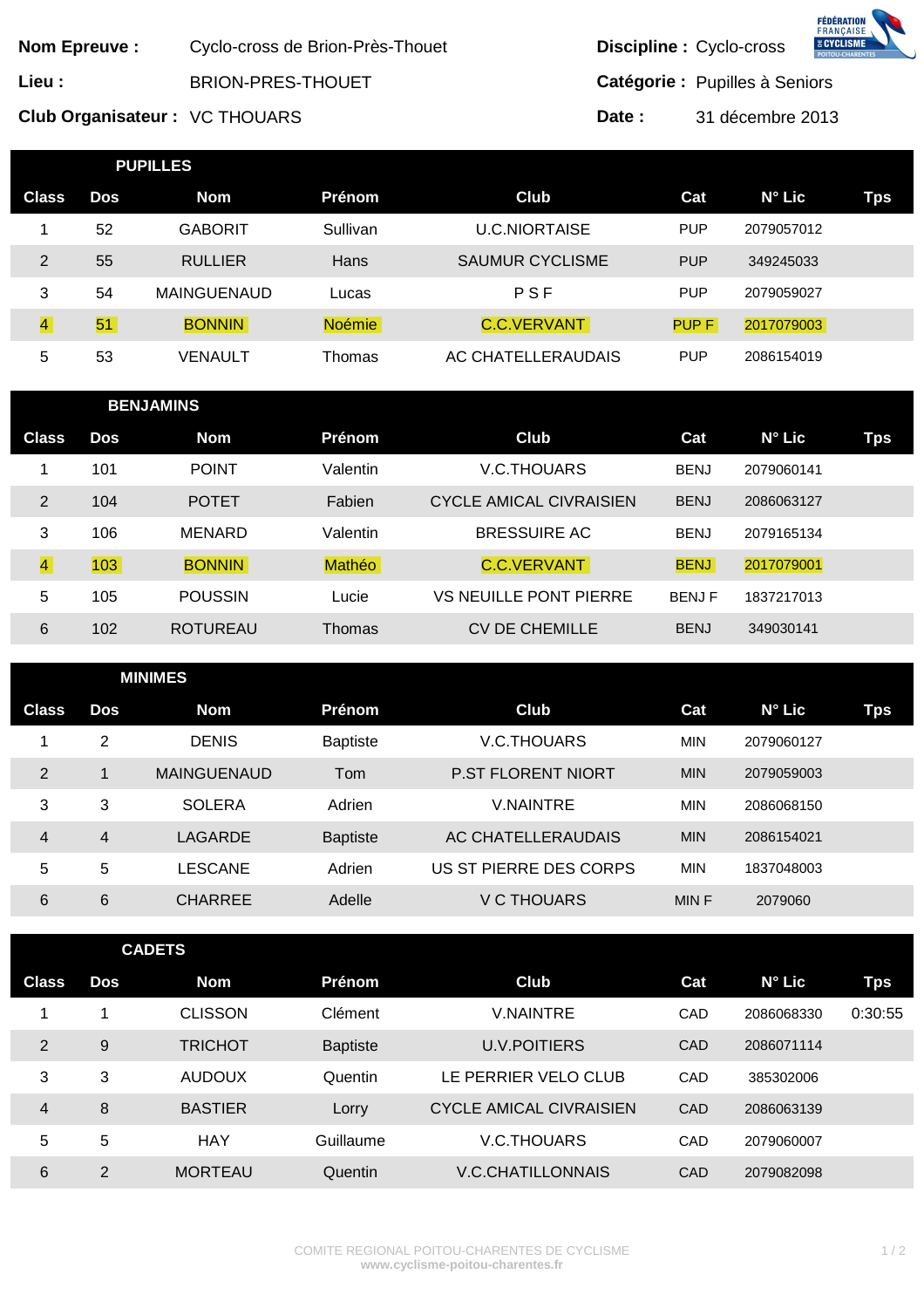**Nom Epreuve :** Cyclo-cross de Brion-Près-Thouet

**Lieu :** BRION-PRES-THOUET

**Club Organisateur :** VC THOUARS

**Discipline :** Cyclo-cross

**Catégorie :** Pupilles à Seniors

**Date :** 31 décembre 2013

## PUPILLES

| Class | Dos | Nom | Prénom | Club | Cat | N° Lic | Tps |
|---|---|---|---|---|---|---|---|
| 1 | 52 | GABORIT | Sullivan | U.C.NIORTAISE | PUP | 2079057012 | |
| 2 | 55 | RULLIER | Hans | SAUMUR CYCLISME | PUP | 349245033 | |
| 3 | 54 | MAINGUENAUD | Lucas | P S F | PUP | 2079059027 | |
| 4 | 51 | BONNIN | Noémie | C.C.VERVANT | PUP F | 2017079003 | |
| 5 | 53 | VENAULT | Thomas | AC CHATELLERAUDAIS | PUP | 2086154019 | |

## BENJAMINS

| Class | Dos | Nom | Prénom | Club | Cat | N° Lic | Tps |
|---|---|---|---|---|---|---|---|
| 1 | 101 | POINT | Valentin | V.C.THOUARS | BENJ | 2079060141 | |
| 2 | 104 | POTET | Fabien | CYCLE AMICAL CIVRAISIEN | BENJ | 2086063127 | |
| 3 | 106 | MENARD | Valentin | BRESSUIRE AC | BENJ | 2079165134 | |
| 4 | 103 | BONNIN | Mathéo | C.C.VERVANT | BENJ | 2017079001 | |
| 5 | 105 | POUSSIN | Lucie | VS NEUILLE PONT PIERRE | BENJ F | 1837217013 | |
| 6 | 102 | ROTUREAU | Thomas | CV DE CHEMILLE | BENJ | 349030141 | |

## MINIMES

| Class | Dos | Nom | Prénom | Club | Cat | N° Lic | Tps |
|---|---|---|---|---|---|---|---|
| 1 | 2 | DENIS | Baptiste | V.C.THOUARS | MIN | 2079060127 | |
| 2 | 1 | MAINGUENAUD | Tom | P.ST FLORENT NIORT | MIN | 2079059003 | |
| 3 | 3 | SOLERA | Adrien | V.NAINTRE | MIN | 2086068150 | |
| 4 | 4 | LAGARDE | Baptiste | AC CHATELLERAUDAIS | MIN | 2086154021 | |
| 5 | 5 | LESCANE | Adrien | US ST PIERRE DES CORPS | MIN | 1837048003 | |
| 6 | 6 | CHARREE | Adelle | V C THOUARS | MIN F | 2079060 | |

## CADETS

| Class | Dos | Nom | Prénom | Club | Cat | N° Lic | Tps |
|---|---|---|---|---|---|---|---|
| 1 | 1 | CLISSON | Clément | V.NAINTRE | CAD | 2086068330 | 0:30:55 |
| 2 | 9 | TRICHOT | Baptiste | U.V.POITIERS | CAD | 2086071114 | |
| 3 | 3 | AUDOUX | Quentin | LE PERRIER VELO CLUB | CAD | 385302006 | |
| 4 | 8 | BASTIER | Lorry | CYCLE AMICAL CIVRAISIEN | CAD | 2086063139 | |
| 5 | 5 | HAY | Guillaume | V.C.THOUARS | CAD | 2079060007 | |
| 6 | 2 | MORTEAU | Quentin | V.C.CHATILLONNAIS | CAD | 2079082098 | |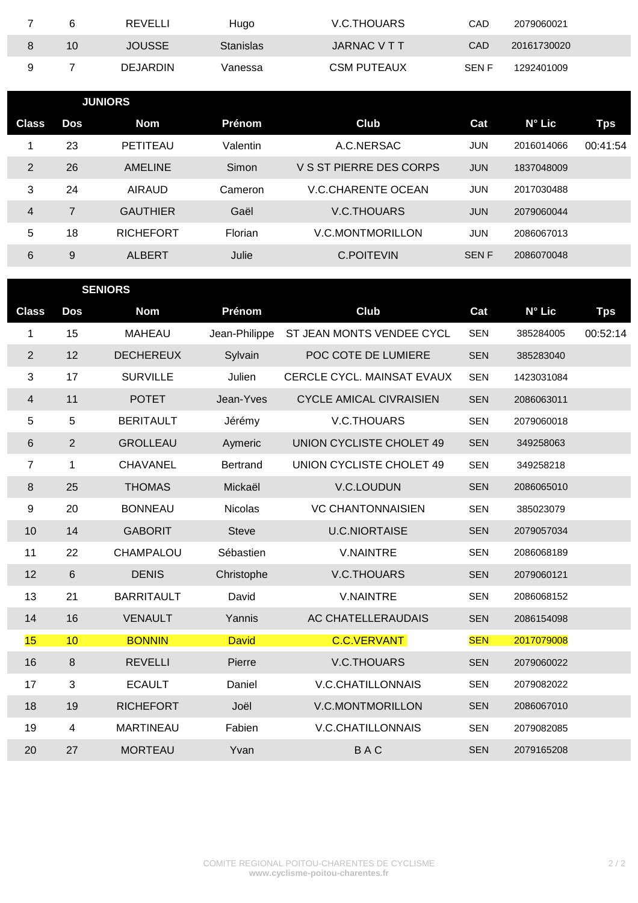| | | | | | | | |
|---|---|---|---|---|---|---|---|
| 7 | 6 | REVELLI | Hugo | V.C.THOUARS | CAD | 2079060021 | |
| 8 | 10 | JOUSSE | Stanislas | JARNAC V T T | CAD | 20161730020 | |
| 9 | 7 | DEJARDIN | Vanessa | CSM PUTEAUX | SEN F | 1292401009 | |

**JUNIORS**

| Class | Dos | Nom | Prénom | Club | Cat | N° Lic | Tps |
|---|---|---|---|---|---|---|---|
| 1 | 23 | PETITEAU | Valentin | A.C.NERSAC | JUN | 2016014066 | 00:41:54 |
| 2 | 26 | AMELINE | Simon | V S ST PIERRE DES CORPS | JUN | 1837048009 | |
| 3 | 24 | AIRAUD | Cameron | V.C.CHARENTE OCEAN | JUN | 2017030488 | |
| 4 | 7 | GAUTHIER | Gaël | V.C.THOUARS | JUN | 2079060044 | |
| 5 | 18 | RICHEFORT | Florian | V.C.MONTMORILLON | JUN | 2086067013 | |
| 6 | 9 | ALBERT | Julie | C.POITEVIN | SEN F | 2086070048 | |

**SENIORS**

| Class | Dos | Nom | Prénom | Club | Cat | N° Lic | Tps |
|---|---|---|---|---|---|---|---|
| 1 | 15 | MAHEAU | Jean-Philippe | ST JEAN MONTS VENDEE CYCL | SEN | 385284005 | 00:52:14 |
| 2 | 12 | DECHEREUX | Sylvain | POC COTE DE LUMIERE | SEN | 385283040 | |
| 3 | 17 | SURVILLE | Julien | CERCLE CYCL. MAINSAT EVAUX | SEN | 1423031084 | |
| 4 | 11 | POTET | Jean-Yves | CYCLE AMICAL CIVRAISIEN | SEN | 2086063011 | |
| 5 | 5 | BERITAULT | Jérémy | V.C.THOUARS | SEN | 2079060018 | |
| 6 | 2 | GROLLEAU | Aymeric | UNION CYCLISTE CHOLET 49 | SEN | 349258063 | |
| 7 | 1 | CHAVANEL | Bertrand | UNION CYCLISTE CHOLET 49 | SEN | 349258218 | |
| 8 | 25 | THOMAS | Mickaël | V.C.LOUDUN | SEN | 2086065010 | |
| 9 | 20 | BONNEAU | Nicolas | VC CHANTONNAISIEN | SEN | 385023079 | |
| 10 | 14 | GABORIT | Steve | U.C.NIORTAISE | SEN | 2079057034 | |
| 11 | 22 | CHAMPALOU | Sébastien | V.NAINTRE | SEN | 2086068189 | |
| 12 | 6 | DENIS | Christophe | V.C.THOUARS | SEN | 2079060121 | |
| 13 | 21 | BARRITAULT | David | V.NAINTRE | SEN | 2086068152 | |
| 14 | 16 | VENAULT | Yannis | AC CHATELLERAUDAIS | SEN | 2086154098 | |
| 15 | 10 | BONNIN | David | C.C.VERVANT | SEN | 2017079008 | |
| 16 | 8 | REVELLI | Pierre | V.C.THOUARS | SEN | 2079060022 | |
| 17 | 3 | ECAULT | Daniel | V.C.CHATILLONNAIS | SEN | 2079082022 | |
| 18 | 19 | RICHEFORT | Joël | V.C.MONTMORILLON | SEN | 2086067010 | |
| 19 | 4 | MARTINEAU | Fabien | V.C.CHATILLONNAIS | SEN | 2079082085 | |
| 20 | 27 | MORTEAU | Yvan | B A C | SEN | 2079165208 | |

COMITE REGIONAL POITOU-CHARENTES DE CYCLISME
**www.cyclisme-poitou-charentes.fr**